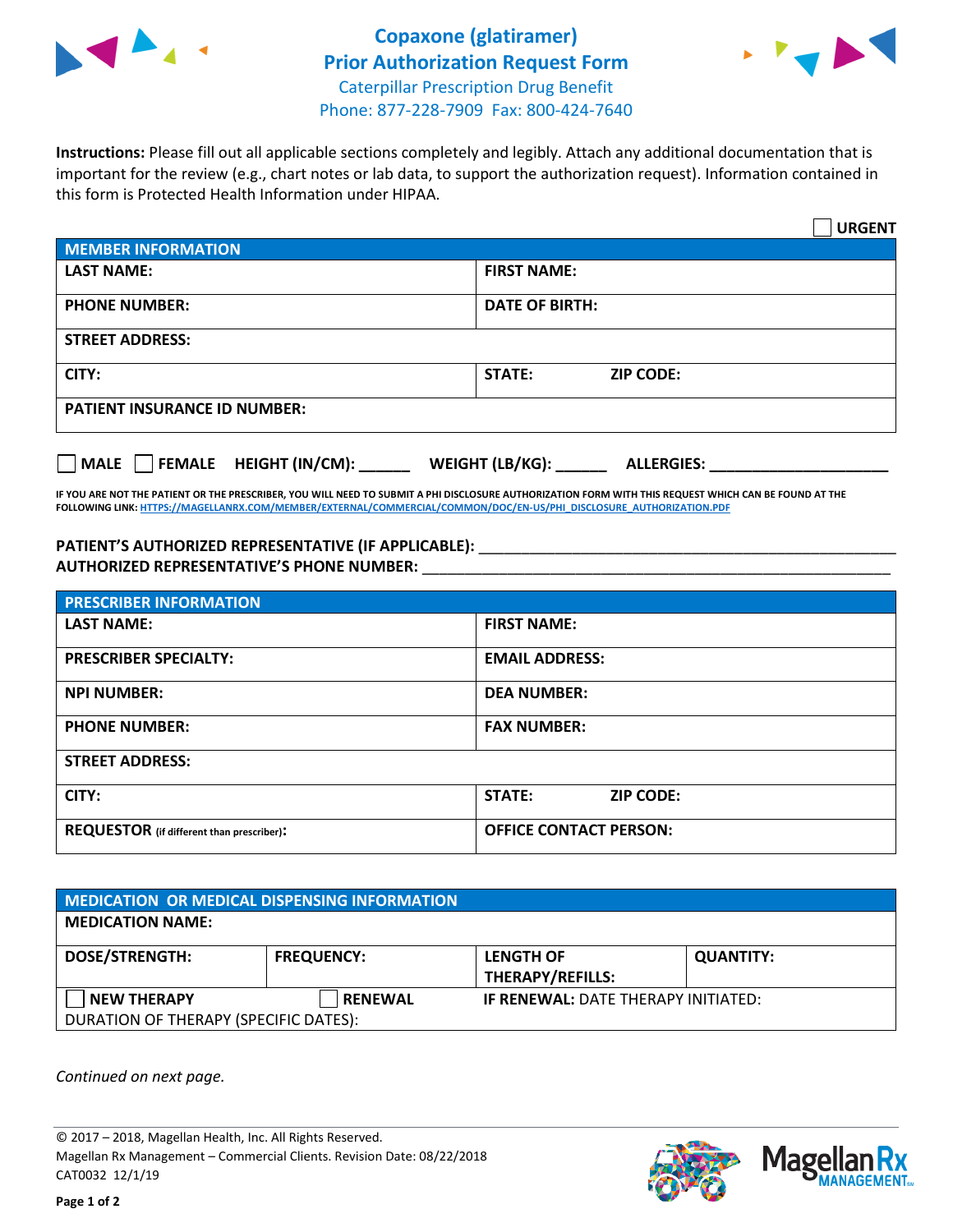# Copaxone (glatiramer) Prior Authorization Request Form

Caterpillar Prescription Drug Benefit
Phone: 877-228-7909 Fax: 800-424-7640

**Instructions:** Please fill out all applicable sections completely and legibly. Attach any additional documentation that is important for the review (e.g., chart notes or lab data, to support the authorization request). Information contained in this form is Protected Health Information under HIPAA.

☐ **URGENT**

| MEMBER INFORMATION | |
|---|---|
| **LAST NAME:** | **FIRST NAME:** |
| **PHONE NUMBER:** | **DATE OF BIRTH:** |
| **STREET ADDRESS:** | |
| **CITY:** | **STATE:** **ZIP CODE:** |
| **PATIENT INSURANCE ID NUMBER:** | |

☐ **MALE** ☐ **FEMALE** **HEIGHT (IN/CM):** ______ **WEIGHT (LB/KG):** ______ **ALLERGIES:** ____________________

**IF YOU ARE NOT THE PATIENT OR THE PRESCRIBER, YOU WILL NEED TO SUBMIT A PHI DISCLOSURE AUTHORIZATION FORM WITH THIS REQUEST WHICH CAN BE FOUND AT THE FOLLOWING LINK: HTTPS://MAGELLANRX.COM/MEMBER/EXTERNAL/COMMERCIAL/COMMON/DOC/EN-US/PHI_DISCLOSURE_AUTHORIZATION.PDF**

**PATIENT'S AUTHORIZED REPRESENTATIVE (IF APPLICABLE):** ____________________________________________
**AUTHORIZED REPRESENTATIVE'S PHONE NUMBER:** ____________________________________________

| PRESCRIBER INFORMATION | |
|---|---|
| **LAST NAME:** | **FIRST NAME:** |
| **PRESCRIBER SPECIALTY:** | **EMAIL ADDRESS:** |
| **NPI NUMBER:** | **DEA NUMBER:** |
| **PHONE NUMBER:** | **FAX NUMBER:** |
| **STREET ADDRESS:** | |
| **CITY:** | **STATE:** **ZIP CODE:** |
| **REQUESTOR** (if different than prescriber)**:** | **OFFICE CONTACT PERSON:** |

| MEDICATION OR MEDICAL DISPENSING INFORMATION | | | |
|---|---|---|---|
| **MEDICATION NAME:** | | | |
| **DOSE/STRENGTH:** | **FREQUENCY:** | **LENGTH OF THERAPY/REFILLS:** | **QUANTITY:** |
| ☐ **NEW THERAPY** | ☐ **RENEWAL** | **IF RENEWAL:** DATE THERAPY INITIATED: | |
| DURATION OF THERAPY (SPECIFIC DATES): | | | |

*Continued on next page.*

© 2017 – 2018, Magellan Health, Inc. All Rights Reserved.
Magellan Rx Management – Commercial Clients. Revision Date: 08/22/2018
CAT0032 12/1/19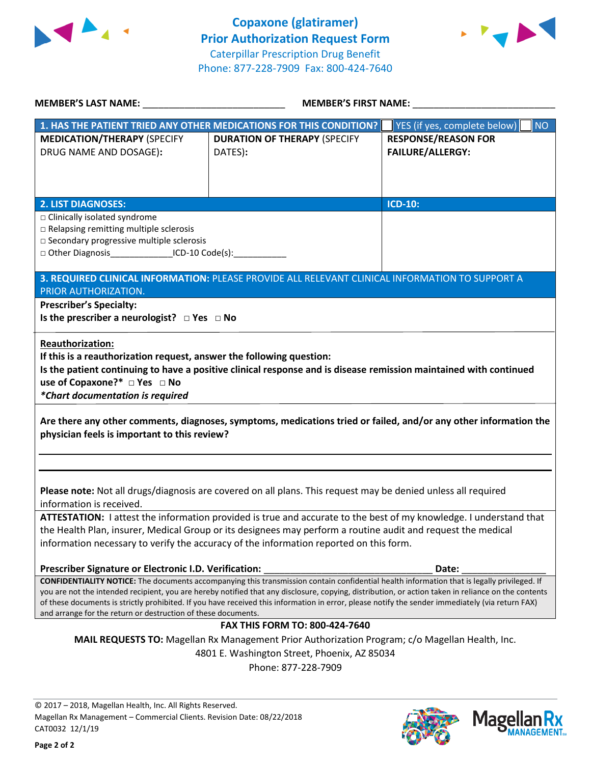# Copaxone (glatiramer) Prior Authorization Request Form

Caterpillar Prescription Drug Benefit
Phone: 877-228-7909 Fax: 800-424-7640

**MEMBER'S LAST NAME:** ___________________________ **MEMBER'S FIRST NAME:** ___________________________

| **1. HAS THE PATIENT TRIED ANY OTHER MEDICATIONS FOR THIS CONDITION?** | | ☐ YES (if yes, complete below) ☐ NO |
|---|---|---|
| **MEDICATION/THERAPY** (SPECIFY DRUG NAME AND DOSAGE): | **DURATION OF THERAPY** (SPECIFY DATES): | **RESPONSE/REASON FOR FAILURE/ALLERGY:** |
| | | |

| **2. LIST DIAGNOSES:** | **ICD-10:** |
|---|---|
| □ Clinically isolated syndrome<br>□ Relapsing remitting multiple sclerosis<br>□ Secondary progressive multiple sclerosis<br>□ Other Diagnosis_____________ICD-10 Code(s):___________ | |

**3. REQUIRED CLINICAL INFORMATION:** PLEASE PROVIDE ALL RELEVANT CLINICAL INFORMATION TO SUPPORT A PRIOR AUTHORIZATION.

**Prescriber's Specialty:**
**Is the prescriber a neurologist?** □ **Yes** □ **No**

**Reauthorization:**
**If this is a reauthorization request, answer the following question:**
**Is the patient continuing to have a positive clinical response and is disease remission maintained with continued use of Copaxone?*** □ **Yes** □ **No**
***\*Chart documentation is required***

**Are there any other comments, diagnoses, symptoms, medications tried or failed, and/or any other information the physician feels is important to this review?**

_______________________________________________________________________________

_______________________________________________________________________________

**Please note:** Not all drugs/diagnosis are covered on all plans. This request may be denied unless all required information is received.

**ATTESTATION:** I attest the information provided is true and accurate to the best of my knowledge. I understand that the Health Plan, insurer, Medical Group or its designees may perform a routine audit and request the medical information necessary to verify the accuracy of the information reported on this form.

**Prescriber Signature or Electronic I.D. Verification:** ________________________________ **Date:** ________________

**CONFIDENTIALITY NOTICE:** The documents accompanying this transmission contain confidential health information that is legally privileged. If you are not the intended recipient, you are hereby notified that any disclosure, copying, distribution, or action taken in reliance on the contents of these documents is strictly prohibited. If you have received this information in error, please notify the sender immediately (via return FAX) and arrange for the return or destruction of these documents.

**FAX THIS FORM TO: 800-424-7640**

**MAIL REQUESTS TO:** Magellan Rx Management Prior Authorization Program; c/o Magellan Health, Inc.
4801 E. Washington Street, Phoenix, AZ 85034
Phone: 877-228-7909

© 2017 – 2018, Magellan Health, Inc. All Rights Reserved.
Magellan Rx Management – Commercial Clients. Revision Date: 08/22/2018
CAT0032 12/1/19